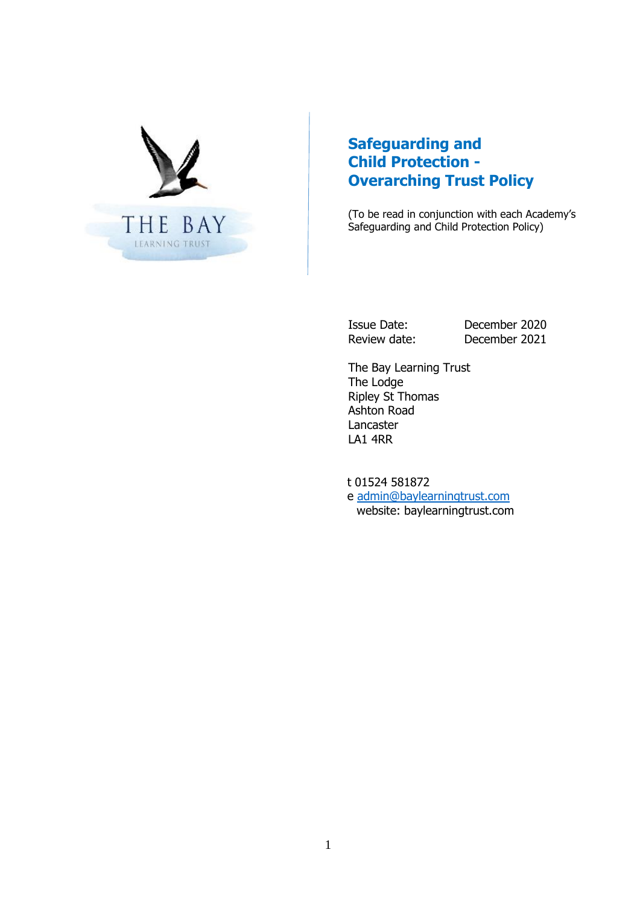THE BAY
LEARNING TRUST

# Safeguarding and Child Protection - Overarching Trust Policy

(To be read in conjunction with each Academy's Safeguarding and Child Protection Policy)

Issue Date: December 2020
Review date: December 2021

The Bay Learning Trust
The Lodge
Ripley St Thomas
Ashton Road
Lancaster
LA1 4RR

t 01524 581872
e admin@baylearningtrust.com
website: baylearningtrust.com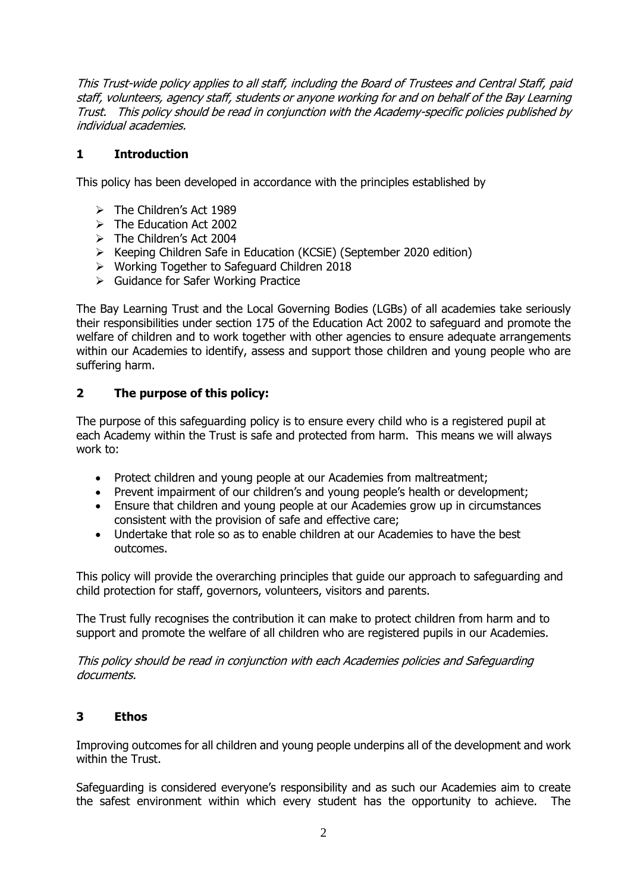*This Trust-wide policy applies to all staff, including the Board of Trustees and Central Staff, paid staff, volunteers, agency staff, students or anyone working for and on behalf of the Bay Learning Trust. This policy should be read in conjunction with the Academy-specific policies published by individual academies.*

## 1 Introduction

This policy has been developed in accordance with the principles established by

- The Children's Act 1989
- The Education Act 2002
- The Children's Act 2004
- Keeping Children Safe in Education (KCSiE) (September 2020 edition)
- Working Together to Safeguard Children 2018
- Guidance for Safer Working Practice

The Bay Learning Trust and the Local Governing Bodies (LGBs) of all academies take seriously their responsibilities under section 175 of the Education Act 2002 to safeguard and promote the welfare of children and to work together with other agencies to ensure adequate arrangements within our Academies to identify, assess and support those children and young people who are suffering harm.

## 2 The purpose of this policy:

The purpose of this safeguarding policy is to ensure every child who is a registered pupil at each Academy within the Trust is safe and protected from harm. This means we will always work to:

- Protect children and young people at our Academies from maltreatment;
- Prevent impairment of our children's and young people's health or development;
- Ensure that children and young people at our Academies grow up in circumstances consistent with the provision of safe and effective care;
- Undertake that role so as to enable children at our Academies to have the best outcomes.

This policy will provide the overarching principles that guide our approach to safeguarding and child protection for staff, governors, volunteers, visitors and parents.

The Trust fully recognises the contribution it can make to protect children from harm and to support and promote the welfare of all children who are registered pupils in our Academies.

*This policy should be read in conjunction with each Academies policies and Safeguarding documents.*

## 3 Ethos

Improving outcomes for all children and young people underpins all of the development and work within the Trust.

Safeguarding is considered everyone's responsibility and as such our Academies aim to create the safest environment within which every student has the opportunity to achieve. The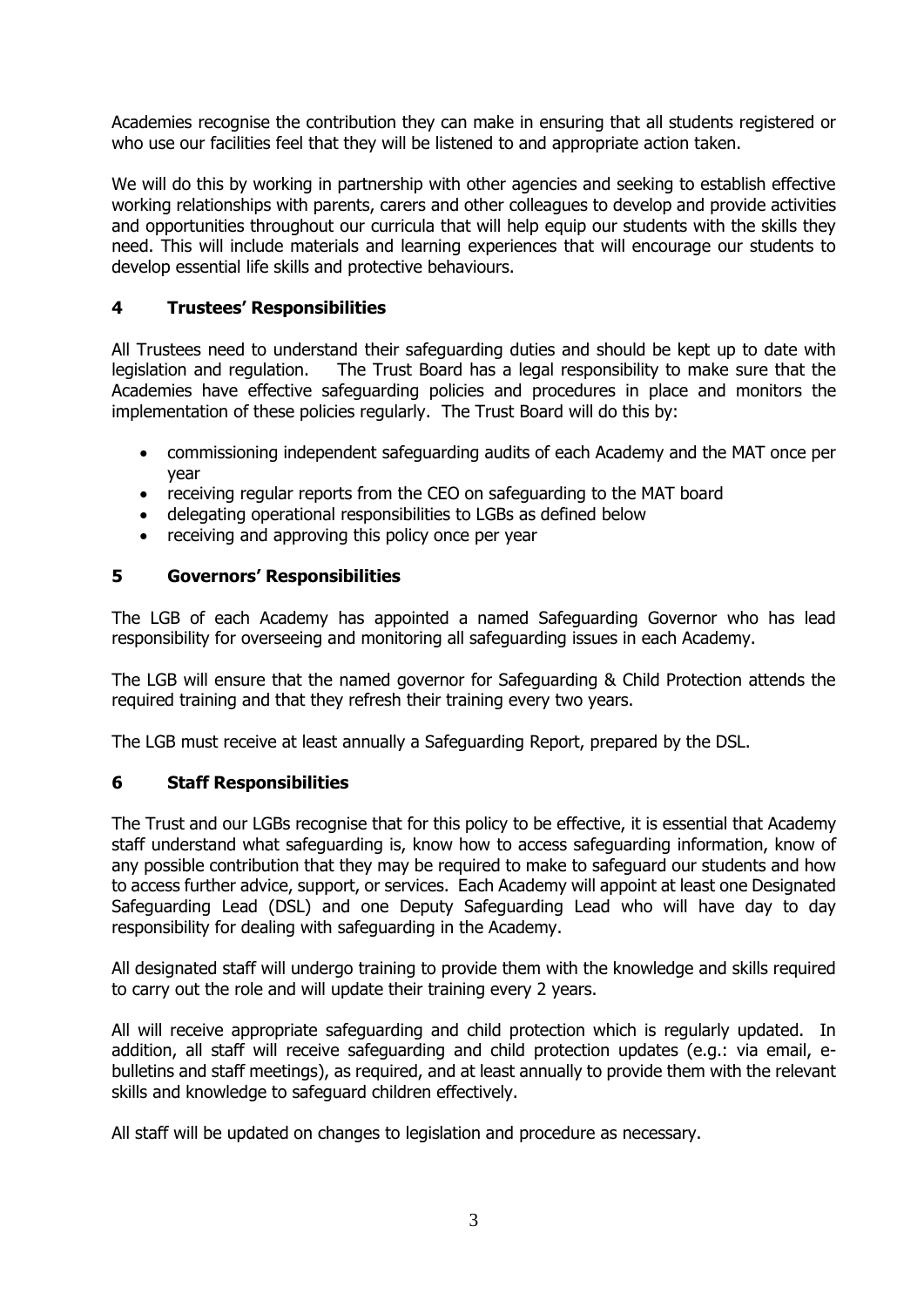Academies recognise the contribution they can make in ensuring that all students registered or who use our facilities feel that they will be listened to and appropriate action taken.

We will do this by working in partnership with other agencies and seeking to establish effective working relationships with parents, carers and other colleagues to develop and provide activities and opportunities throughout our curricula that will help equip our students with the skills they need. This will include materials and learning experiences that will encourage our students to develop essential life skills and protective behaviours.

## 4 Trustees' Responsibilities

All Trustees need to understand their safeguarding duties and should be kept up to date with legislation and regulation. The Trust Board has a legal responsibility to make sure that the Academies have effective safeguarding policies and procedures in place and monitors the implementation of these policies regularly. The Trust Board will do this by:

- commissioning independent safeguarding audits of each Academy and the MAT once per year
- receiving regular reports from the CEO on safeguarding to the MAT board
- delegating operational responsibilities to LGBs as defined below
- receiving and approving this policy once per year

## 5 Governors' Responsibilities

The LGB of each Academy has appointed a named Safeguarding Governor who has lead responsibility for overseeing and monitoring all safeguarding issues in each Academy.

The LGB will ensure that the named governor for Safeguarding & Child Protection attends the required training and that they refresh their training every two years.

The LGB must receive at least annually a Safeguarding Report, prepared by the DSL.

## 6 Staff Responsibilities

The Trust and our LGBs recognise that for this policy to be effective, it is essential that Academy staff understand what safeguarding is, know how to access safeguarding information, know of any possible contribution that they may be required to make to safeguard our students and how to access further advice, support, or services. Each Academy will appoint at least one Designated Safeguarding Lead (DSL) and one Deputy Safeguarding Lead who will have day to day responsibility for dealing with safeguarding in the Academy.

All designated staff will undergo training to provide them with the knowledge and skills required to carry out the role and will update their training every 2 years.

All will receive appropriate safeguarding and child protection which is regularly updated. In addition, all staff will receive safeguarding and child protection updates (e.g.: via email, e-bulletins and staff meetings), as required, and at least annually to provide them with the relevant skills and knowledge to safeguard children effectively.

All staff will be updated on changes to legislation and procedure as necessary.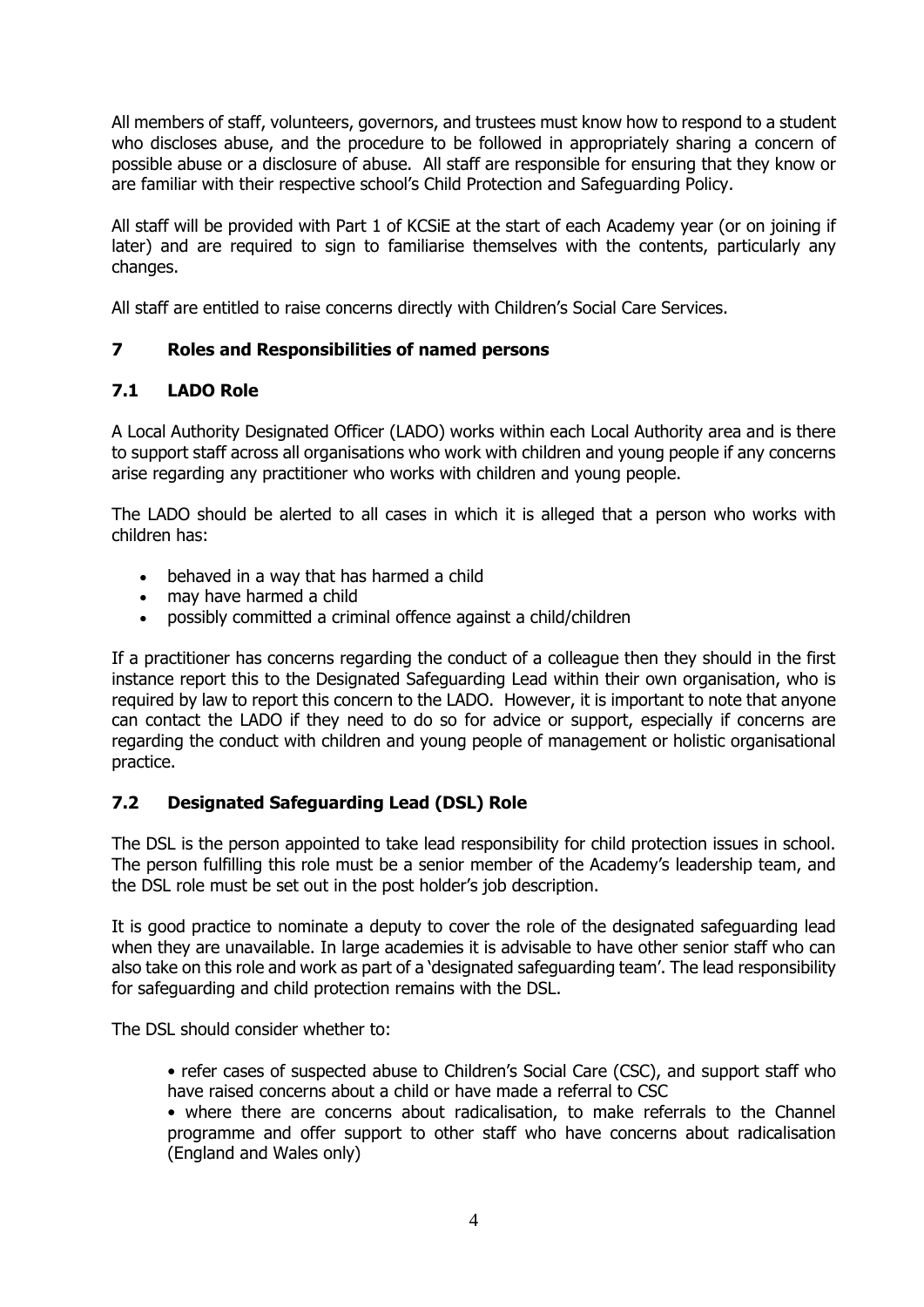All members of staff, volunteers, governors, and trustees must know how to respond to a student who discloses abuse, and the procedure to be followed in appropriately sharing a concern of possible abuse or a disclosure of abuse. All staff are responsible for ensuring that they know or are familiar with their respective school's Child Protection and Safeguarding Policy.

All staff will be provided with Part 1 of KCSiE at the start of each Academy year (or on joining if later) and are required to sign to familiarise themselves with the contents, particularly any changes.

All staff are entitled to raise concerns directly with Children's Social Care Services.

## 7 Roles and Responsibilities of named persons

### 7.1 LADO Role

A Local Authority Designated Officer (LADO) works within each Local Authority area and is there to support staff across all organisations who work with children and young people if any concerns arise regarding any practitioner who works with children and young people.

The LADO should be alerted to all cases in which it is alleged that a person who works with children has:

- behaved in a way that has harmed a child
- may have harmed a child
- possibly committed a criminal offence against a child/children

If a practitioner has concerns regarding the conduct of a colleague then they should in the first instance report this to the Designated Safeguarding Lead within their own organisation, who is required by law to report this concern to the LADO. However, it is important to note that anyone can contact the LADO if they need to do so for advice or support, especially if concerns are regarding the conduct with children and young people of management or holistic organisational practice.

### 7.2 Designated Safeguarding Lead (DSL) Role

The DSL is the person appointed to take lead responsibility for child protection issues in school. The person fulfilling this role must be a senior member of the Academy's leadership team, and the DSL role must be set out in the post holder's job description.

It is good practice to nominate a deputy to cover the role of the designated safeguarding lead when they are unavailable. In large academies it is advisable to have other senior staff who can also take on this role and work as part of a 'designated safeguarding team'. The lead responsibility for safeguarding and child protection remains with the DSL.

The DSL should consider whether to:

- refer cases of suspected abuse to Children's Social Care (CSC), and support staff who have raised concerns about a child or have made a referral to CSC
- where there are concerns about radicalisation, to make referrals to the Channel programme and offer support to other staff who have concerns about radicalisation (England and Wales only)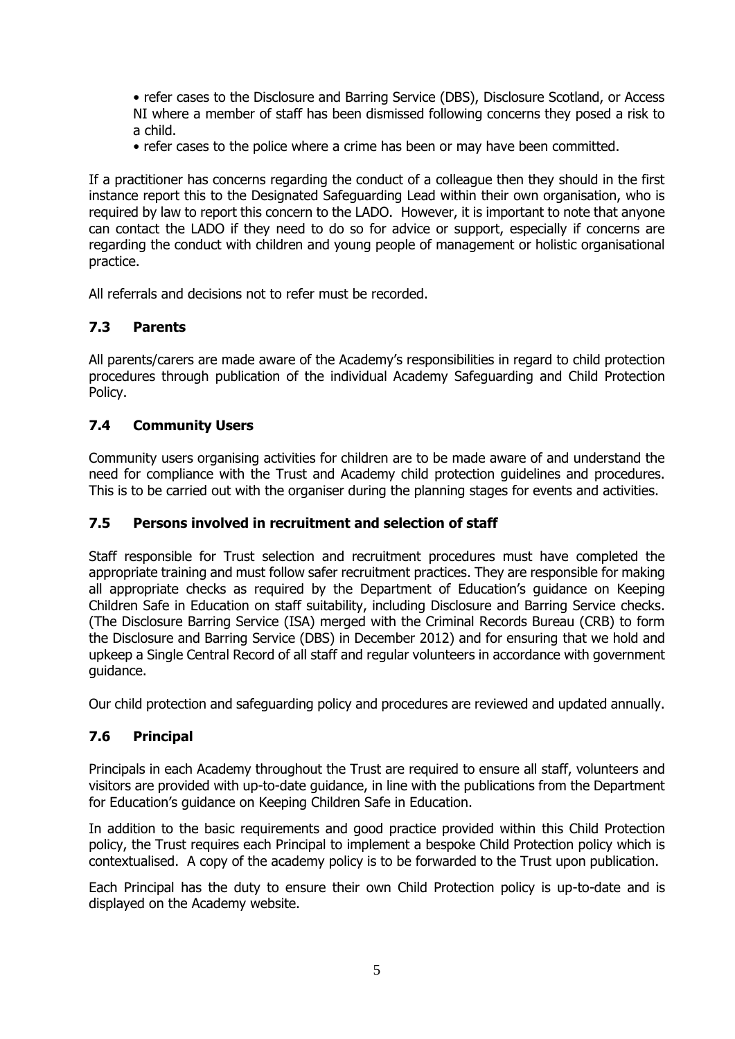- refer cases to the Disclosure and Barring Service (DBS), Disclosure Scotland, or Access NI where a member of staff has been dismissed following concerns they posed a risk to a child.
- refer cases to the police where a crime has been or may have been committed.

If a practitioner has concerns regarding the conduct of a colleague then they should in the first instance report this to the Designated Safeguarding Lead within their own organisation, who is required by law to report this concern to the LADO. However, it is important to note that anyone can contact the LADO if they need to do so for advice or support, especially if concerns are regarding the conduct with children and young people of management or holistic organisational practice.

All referrals and decisions not to refer must be recorded.

### 7.3 Parents

All parents/carers are made aware of the Academy's responsibilities in regard to child protection procedures through publication of the individual Academy Safeguarding and Child Protection Policy.

### 7.4 Community Users

Community users organising activities for children are to be made aware of and understand the need for compliance with the Trust and Academy child protection guidelines and procedures. This is to be carried out with the organiser during the planning stages for events and activities.

### 7.5 Persons involved in recruitment and selection of staff

Staff responsible for Trust selection and recruitment procedures must have completed the appropriate training and must follow safer recruitment practices. They are responsible for making all appropriate checks as required by the Department of Education's guidance on Keeping Children Safe in Education on staff suitability, including Disclosure and Barring Service checks. (The Disclosure Barring Service (ISA) merged with the Criminal Records Bureau (CRB) to form the Disclosure and Barring Service (DBS) in December 2012) and for ensuring that we hold and upkeep a Single Central Record of all staff and regular volunteers in accordance with government guidance.

Our child protection and safeguarding policy and procedures are reviewed and updated annually.

### 7.6 Principal

Principals in each Academy throughout the Trust are required to ensure all staff, volunteers and visitors are provided with up-to-date guidance, in line with the publications from the Department for Education's guidance on Keeping Children Safe in Education.

In addition to the basic requirements and good practice provided within this Child Protection policy, the Trust requires each Principal to implement a bespoke Child Protection policy which is contextualised. A copy of the academy policy is to be forwarded to the Trust upon publication.

Each Principal has the duty to ensure their own Child Protection policy is up-to-date and is displayed on the Academy website.